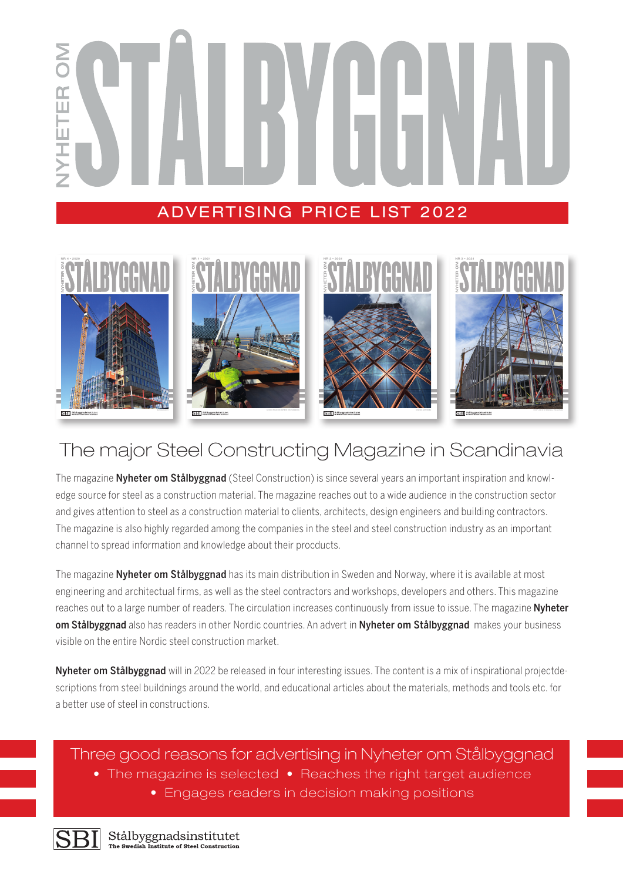# NYHETER OM STÅLBYGGNAD

## ADVERTISING PRICE LIST 2022

## The major Steel Constructing Magazine in Scandinavia

The magazine **Nyheter om Stålbyggnad** (Steel Construction) is since several years an important inspiration and knowledge source for steel as a construction material. The magazine reaches out to a wide audience in the construction sector and gives attention to steel as a construction material to clients, architects, design engineers and building contractors. The magazine is also highly regarded among the companies in the steel and steel construction industry as an important channel to spread information and knowledge about their procducts.

The magazine **Nyheter om Stålbyggnad** has its main distribution in Sweden and Norway, where it is available at most engineering and architectual firms, as well as the steel contractors and workshops, developers and others. This magazine reaches out to a large number of readers. The circulation increases continuously from issue to issue. The magazine **Nyheter om Stålbyggnad** also has readers in other Nordic countries. An advert in **Nyheter om Stålbyggnad** makes your business visible on the entire Nordic steel construction market.

**Nyheter om Stålbyggnad** will in 2022 be released in four interesting issues. The content is a mix of inspirational projectdescriptions from steel buildnings around the world, and educational articles about the materials, methods and tools etc. for a better use of steel in constructions.

### Three good reasons for advertising in Nyheter om Stålbyggnad

- The magazine is selected
- Reaches the right target audience
- Engages readers in decision making positions

SBI Stålbyggnadsinstitutet
The Swedish Institute of Steel Construction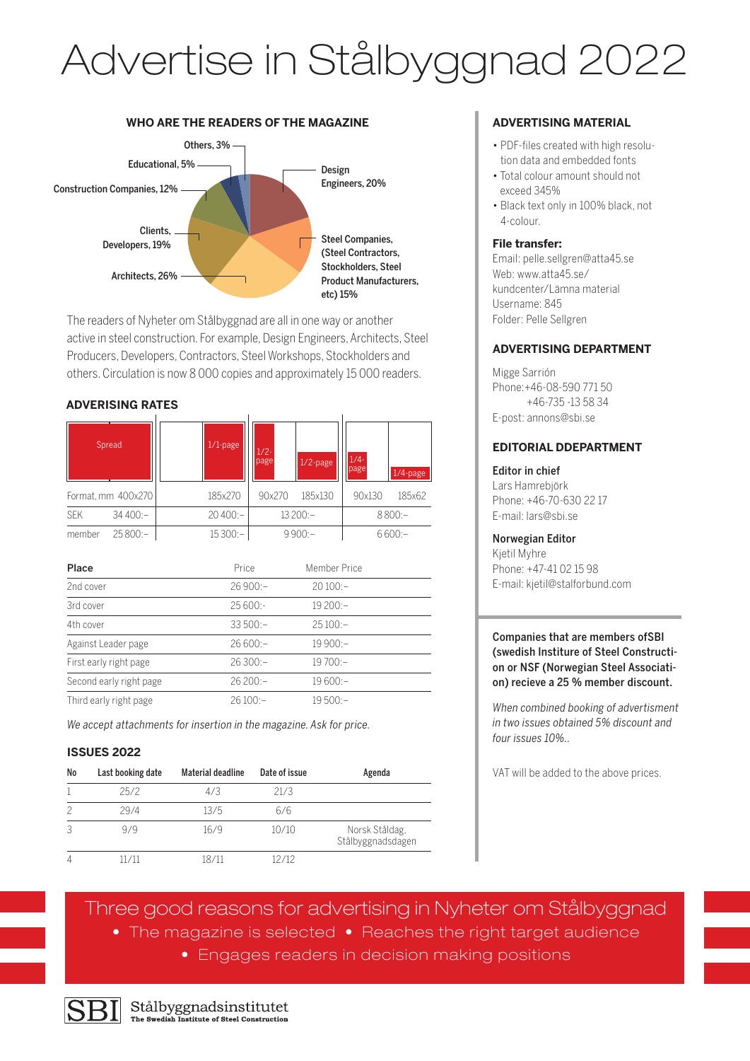# Advertise in Stålbyggnad 2022

## WHO ARE THE READERS OF THE MAGAZINE

Others, 3%
Educational, 5%
Construction Companies, 12%
Clients, Developers, 19%
Architects, 26%
Design Engineers, 20%
Steel Companies, (Steel Contractors, Stockholders, Steel Product Manufacturers, etc) 15%

The readers of Nyheter om Stålbyggnad are all in one way or another active in steel construction. For example, Design Engineers, Architects, Steel Producers, Developers, Contractors, Steel Workshops, Stockholders and others. Circulation is now 8 000 copies and approximately 15 000 readers.

## ADVERISING RATES

| | Spread | 1/1-page | 1/2-page | 1/2-page | 1/4-page | 1/4-page |
|---|---|---|---|---|---|---|
| Format, mm | 400x270 | 185x270 | 90x270 | 185x130 | 90x130 | 185x62 |
| SEK | 34 400:– | 20 400:– | 13 200:– | | 8 800:– | |
| member | 25 800:– | 15 300:– | 9 900:– | | 6 600:– | |

| Place | Price | Member Price |
|---|---|---|
| 2nd cover | 26 900:– | 20 100:– |
| 3rd cover | 25 600:- | 19 200:– |
| 4th cover | 33 500:– | 25 100:– |
| Against Leader page | 26 600:– | 19 900:– |
| First early right page | 26 300:– | 19 700:– |
| Second early right page | 26 200:– | 19 600:– |
| Third early right page | 26 100:- | 19 500:– |

*We accept attachments for insertion in the magazine. Ask for price.*

## ISSUES 2022

| No | Last booking date | Material deadline | Date of issue | Agenda |
|---|---|---|---|---|
| 1 | 25/2 | 4/3 | 21/3 | |
| 2 | 29/4 | 13/5 | 6/6 | |
| 3 | 9/9 | 16/9 | 10/10 | Norsk Ståldag, Stålbyggnadsdagen |
| 4 | 11/11 | 18/11 | 12/12 | |

## ADVERTISING MATERIAL

- PDF-files created with high resolution data and embedded fonts
- Total colour amount should not exceed 345%
- Black text only in 100% black, not 4-colour.

**File transfer:**
Email: pelle.sellgren@atta45.se
Web: www.atta45.se/kundcenter/Lämna material
Username: 845
Folder: Pelle Sellgren

## ADVERTISING DEPARTMENT

Migge Sarrión
Phone:+46-08-590 771 50
+46-735 -13 58 34
E-post: annons@sbi.se

## EDITORIAL DDEPARTMENT

**Editor in chief**
Lars Hamrebjörk
Phone: +46-70-630 22 17
E-mail: lars@sbi.se

**Norwegian Editor**
Kjetil Myhre
Phone: +47-41 02 15 98
E-mail: kjetil@stalforbund.com

**Companies that are members ofSBI (swedish Institute of Steel Construction or NSF (Norwegian Steel Association) recieve a 25 % member discount.**

*When combined booking of advertisment in two issues obtained 5% discount and four issues 10%..*

VAT will be added to the above prices.

Three good reasons for advertising in Nyheter om Stålbyggnad

- The magazine is selected
- Reaches the right target audience
- Engages readers in decision making positions

SBI Stålbyggnadsinstitutet
The Swedish Institute of Steel Construction